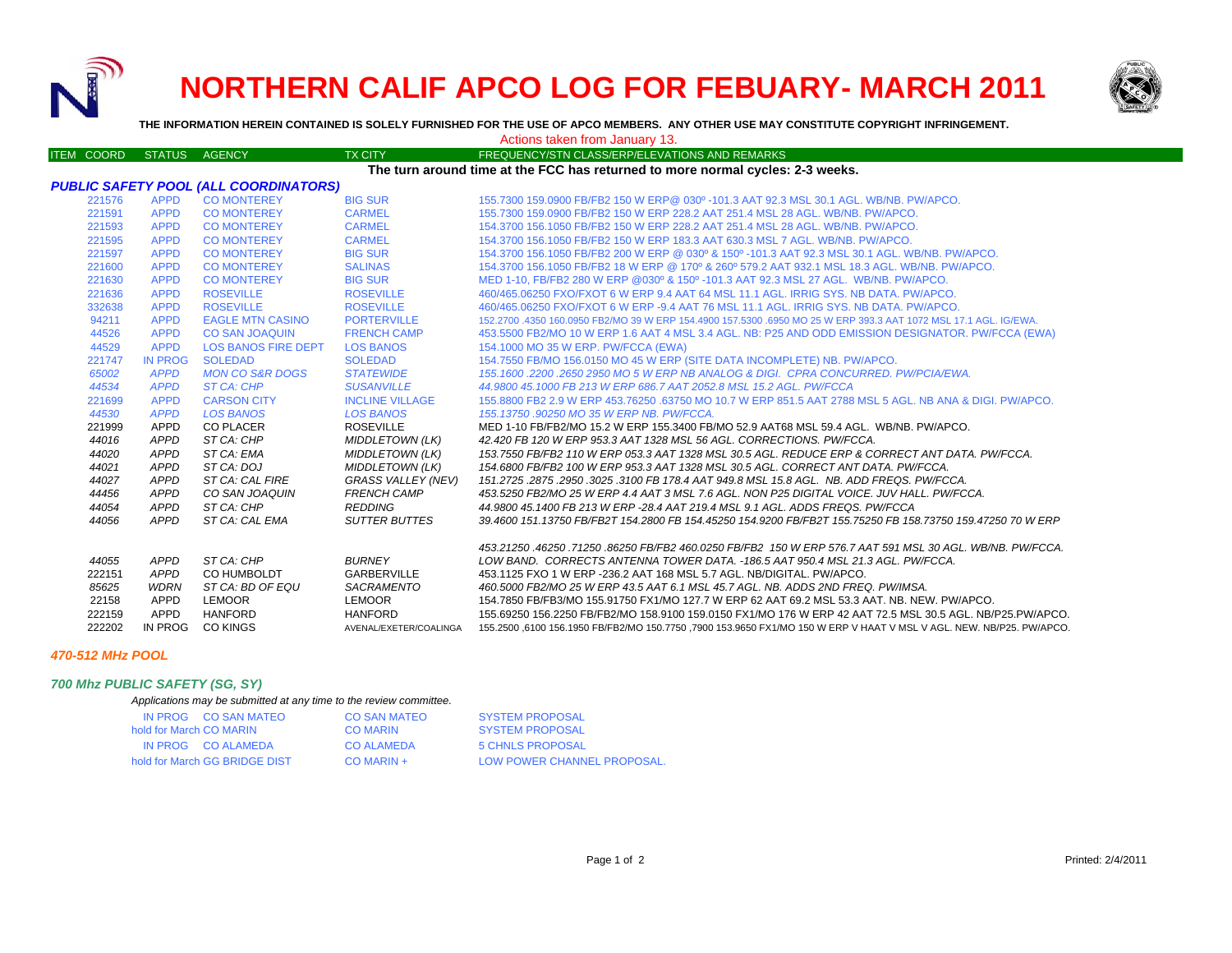# NORTHERN CALIF APCO LOG FOR FEBUARY- MARCH 2011

**THE INFORMATION HEREIN CONTAINED IS SOLELY FURNISHED FOR THE USE OF APCO MEMBERS. ANY OTHER USE MAY CONSTITUTE COPYRIGHT INFRINGEMENT.**

Actions taken from January 13.

| ITEM COORD | STATUS | AGENCY | TX CITY | FREQUENCY/STN CLASS/ERP/ELEVATIONS AND REMARKS |
|---|---|---|---|---|

**The turn around time at the FCC has returned to more normal cycles: 2-3 weeks.**

### *PUBLIC SAFETY POOL (ALL COORDINATORS)*

| ITEM COORD | STATUS | AGENCY | TX CITY | FREQUENCY/STN CLASS/ERP/ELEVATIONS AND REMARKS |
|---|---|---|---|---|
| 221576 | APPD | CO MONTEREY | BIG SUR | 155.7300 159.0900 FB/FB2 150 W ERP@ 030º -101.3 AAT 92.3 MSL 30.1 AGL. WB/NB. PW/APCO. |
| 221591 | APPD | CO MONTEREY | CARMEL | 155.7300 159.0900 FB/FB2 150 W ERP 228.2 AAT 251.4 MSL 28 AGL. WB/NB. PW/APCO. |
| 221593 | APPD | CO MONTEREY | CARMEL | 154.3700 156.1050 FB/FB2 150 W ERP 228.2 AAT 251.4 MSL 28 AGL. WB/NB. PW/APCO. |
| 221595 | APPD | CO MONTEREY | CARMEL | 154.3700 156.1050 FB/FB2 150 W ERP 183.3 AAT 630.3 MSL 7 AGL. WB/NB. PW/APCO. |
| 221597 | APPD | CO MONTEREY | BIG SUR | 154.3700 156.1050 FB/FB2 200 W ERP @ 030º & 150º -101.3 AAT 92.3 MSL 30.1 AGL. WB/NB. PW/APCO. |
| 221600 | APPD | CO MONTEREY | SALINAS | 154.3700 156.1050 FB/FB2 18 W ERP @ 170º & 260º 579.2 AAT 932.1 MSL 18.3 AGL. WB/NB. PW/APCO. |
| 221630 | APPD | CO MONTEREY | BIG SUR | MED 1-10, FB/FB2 280 W ERP @030º & 150º -101.3 AAT 92.3 MSL 27 AGL. WB/NB. PW/APCO. |
| 221636 | APPD | ROSEVILLE | ROSEVILLE | 460/465.06250 FXO/FXOT 6 W ERP 9.4 AAT 64 MSL 11.1 AGL. IRRIG SYS. NB DATA. PW/APCO. |
| 332638 | APPD | ROSEVILLE | ROSEVILLE | 460/465.06250 FXO/FXOT 6 W ERP -9.4 AAT 76 MSL 11.1 AGL. IRRIG SYS. NB DATA. PW/APCO. |
| 94211 | APPD | EAGLE MTN CASINO | PORTERVILLE | 152.2700 .4350 160.0950 FB2/MO 39 W ERP 154.4900 157.5300 .6950 MO 25 W ERP 393.3 AAT 1072 MSL 17.1 AGL. IG/EWA. |
| 44526 | APPD | CO SAN JOAQUIN | FRENCH CAMP | 453.5500 FB2/MO 10 W ERP 1.6 AAT 4 MSL 3.4 AGL. NB: P25 AND ODD EMISSION DESIGNATOR. PW/FCCA (EWA) |
| 44529 | APPD | LOS BANOS FIRE DEPT | LOS BANOS | 154.1000 MO 35 W ERP. PW/FCCA (EWA) |
| 221747 | IN PROG | SOLEDAD | SOLEDAD | 154.7550 FB/MO 156.0150 MO 45 W ERP (SITE DATA INCOMPLETE) NB. PW/APCO. |
| *65002* | *APPD* | *MON CO S&R DOGS* | *STATEWIDE* | *155.1600 .2200 .2650 2950 MO 5 W ERP NB ANALOG & DIGI. CPRA CONCURRED. PW/PCIA/EWA.* |
| *44534* | *APPD* | *ST CA: CHP* | *SUSANVILLE* | *44.9800 45.1000 FB 213 W ERP 686.7 AAT 2052.8 MSL 15.2 AGL. PW/FCCA* |
| 221699 | APPD | CARSON CITY | INCLINE VILLAGE | 155.8800 FB2 2.9 W ERP 453.76250 .63750 MO 10.7 W ERP 851.5 AAT 2788 MSL 5 AGL. NB ANA & DIGI. PW/APCO. |
| *44530* | *APPD* | *LOS BANOS* | *LOS BANOS* | *155.13750 .90250 MO 35 W ERP NB. PW/FCCA.* |
| 221999 | APPD | CO PLACER | ROSEVILLE | MED 1-10 FB/FB2/MO 15.2 W ERP 155.3400 FB/MO 52.9 AAT68 MSL 59.4 AGL. WB/NB. PW/APCO. |
| *44016* | *APPD* | *ST CA: CHP* | *MIDDLETOWN (LK)* | *42.420 FB 120 W ERP 953.3 AAT 1328 MSL 56 AGL. CORRECTIONS. PW/FCCA.* |
| *44020* | *APPD* | *ST CA: EMA* | *MIDDLETOWN (LK)* | *153.7550 FB/FB2 110 W ERP 053.3 AAT 1328 MSL 30.5 AGL. REDUCE ERP & CORRECT ANT DATA. PW/FCCA.* |
| *44021* | *APPD* | *ST CA: DOJ* | *MIDDLETOWN (LK)* | *154.6800 FB/FB2 100 W ERP 953.3 AAT 1328 MSL 30.5 AGL. CORRECT ANT DATA. PW/FCCA.* |
| *44027* | *APPD* | *ST CA: CAL FIRE* | *GRASS VALLEY (NEV)* | *151.2725 .2875 .2950 .3025 .3100 FB 178.4 AAT 949.8 MSL 15.8 AGL. NB. ADD FREQS. PW/FCCA.* |
| *44456* | *APPD* | *CO SAN JOAQUIN* | *FRENCH CAMP* | *453.5250 FB2/MO 25 W ERP 4.4 AAT 3 MSL 7.6 AGL. NON P25 DIGITAL VOICE. JUV HALL. PW/FCCA.* |
| *44054* | *APPD* | *ST CA: CHP* | *REDDING* | *44.9800 45.1400 FB 213 W ERP -28.4 AAT 219.4 MSL 9.1 AGL. ADDS FREQS. PW/FCCA* |
| *44056* | *APPD* | *ST CA: CAL EMA* | *SUTTER BUTTES* | *39.4600 151.13750 FB/FB2T 154.2800 FB 154.45250 154.9200 FB/FB2T 155.75250 FB 158.73750 159.47250 70 W ERP 453.21250 .46250 .71250 .86250 FB/FB2 460.0250 FB/FB2 150 W ERP 576.7 AAT 591 MSL 30 AGL. WB/NB. PW/FCCA.* |
| *44055* | *APPD* | *ST CA: CHP* | *BURNEY* | *LOW BAND. CORRECTS ANTENNA TOWER DATA. -186.5 AAT 950.4 MSL 21.3 AGL. PW/FCCA.* |
| 222151 | APPD | CO HUMBOLDT | GARBERVILLE | 453.1125 FXO 1 W ERP -236.2 AAT 168 MSL 5.7 AGL. NB/DIGITAL. PW/APCO. |
| *85625* | *WDRN* | *ST CA: BD OF EQU* | *SACRAMENTO* | *460.5000 FB2/MO 25 W ERP 43.5 AAT 6.1 MSL 45.7 AGL. NB. ADDS 2ND FREQ. PW/IMSA.* |
| 22158 | APPD | LEMOOR | LEMOOR | 154.7850 FB/FB3/MO 155.91750 FX1/MO 127.7 W ERP 62 AAT 69.2 MSL 53.3 AAT. NB. NEW. PW/APCO. |
| 222159 | APPD | HANFORD | HANFORD | 155.69250 156.2250 FB/FB2/MO 158.9100 159.0150 FX1/MO 176 W ERP 42 AAT 72.5 MSL 30.5 AGL. NB/P25.PW/APCO. |
| 222202 | IN PROG | CO KINGS | AVENAL/EXETER/COALINGA | 155.2500 ,6100 156.1950 FB/FB2/MO 150.7750 ,7900 153.9650 FX1/MO 150 W ERP V HAAT V MSL V AGL. NEW. NB/P25. PW/APCO. |

### *470-512 MHz POOL*

### *700 Mhz PUBLIC SAFETY (SG, SY)*

*Applications may be submitted at any time to the review committee.*

| STATUS | AGENCY | TX CITY | REMARKS |
|---|---|---|---|
| IN PROG | CO SAN MATEO | CO SAN MATEO | SYSTEM PROPOSAL |
| hold for March | CO MARIN | CO MARIN | SYSTEM PROPOSAL |
| IN PROG | CO ALAMEDA | CO ALAMEDA | 5 CHNLS PROPOSAL |
| hold for March | GG BRIDGE DIST | CO MARIN + | LOW POWER CHANNEL PROPOSAL. |

Printed: 2/4/2011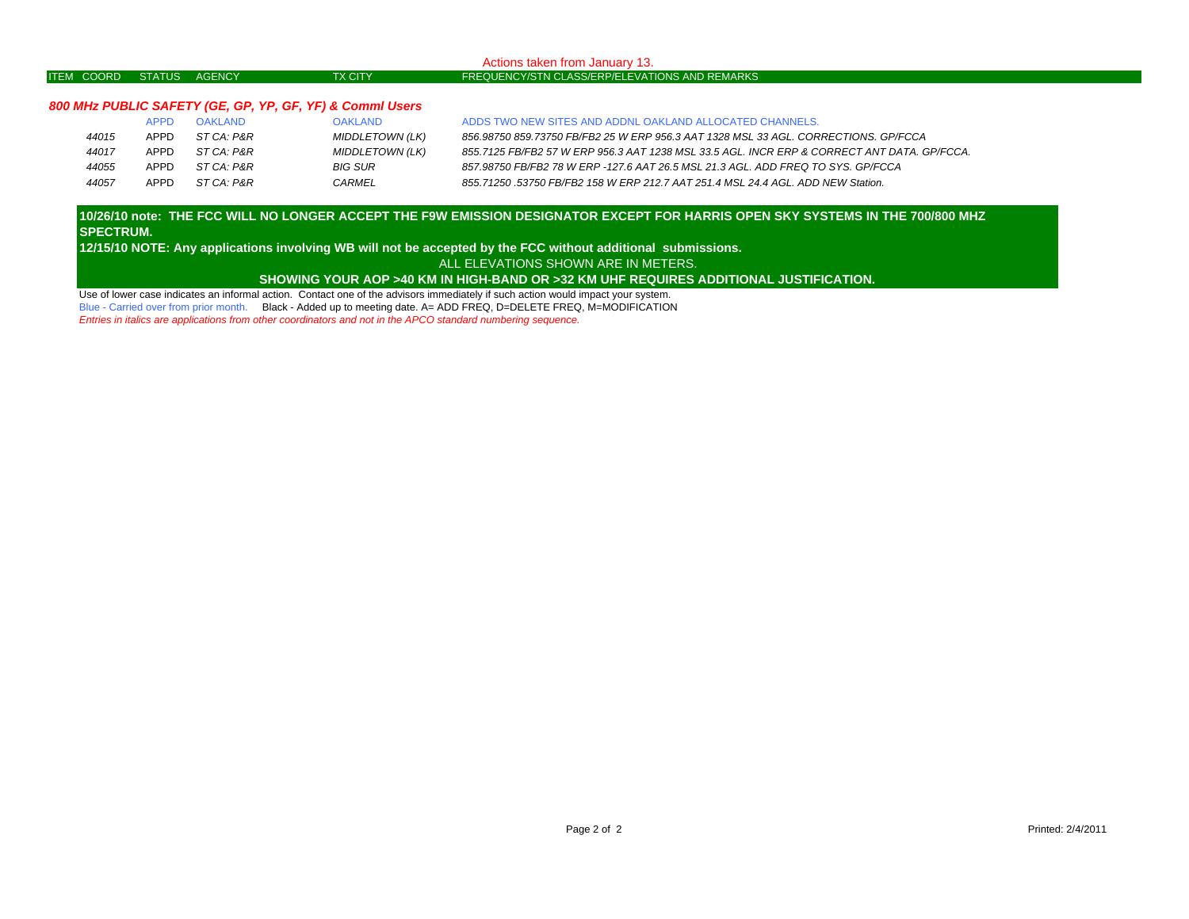Actions taken from January 13.

| ITEM | COORD | STATUS | AGENCY | TX CITY | FREQUENCY/STN CLASS/ERP/ELEVATIONS AND REMARKS |
|---|---|---|---|---|---|
| ***800 MHz PUBLIC SAFETY (GE, GP, YP, GF, YF) & Comml Users*** | | | | | |
| | | APPD | OAKLAND | OAKLAND | ADDS TWO NEW SITES AND ADDNL OAKLAND ALLOCATED CHANNELS. |
| | *44015* | APPD | *ST CA: P&R* | *MIDDLETOWN (LK)* | *856.98750 859.73750 FB/FB2 25 W ERP 956.3 AAT 1328 MSL 33 AGL. CORRECTIONS. GP/FCCA* |
| | *44017* | APPD | *ST CA: P&R* | *MIDDLETOWN (LK)* | *855.7125 FB/FB2 57 W ERP 956.3 AAT 1238 MSL 33.5 AGL. INCR ERP & CORRECT ANT DATA. GP/FCCA.* |
| | *44055* | APPD | *ST CA: P&R* | *BIG SUR* | *857.98750 FB/FB2 78 W ERP -127.6 AAT 26.5 MSL 21.3 AGL. ADD FREQ TO SYS. GP/FCCA* |
| | *44057* | APPD | *ST CA: P&R* | *CARMEL* | *855.71250 .53750 FB/FB2 158 W ERP 212.7 AAT 251.4 MSL 24.4 AGL. ADD NEW Station.* |

**10/26/10 note: THE FCC WILL NO LONGER ACCEPT THE F9W EMISSION DESIGNATOR EXCEPT FOR HARRIS OPEN SKY SYSTEMS IN THE 700/800 MHZ SPECTRUM.**

**12/15/10 NOTE: Any applications involving WB will not be accepted by the FCC without additional submissions.**

ALL ELEVATIONS SHOWN ARE IN METERS.

**SHOWING YOUR AOP >40 KM IN HIGH-BAND OR >32 KM UHF REQUIRES ADDITIONAL JUSTIFICATION.**

Use of lower case indicates an informal action. Contact one of the advisors immediately if such action would impact your system.

Blue - Carried over from prior month. Black - Added up to meeting date. A= ADD FREQ, D=DELETE FREQ, M=MODIFICATION

*Entries in italics are applications from other coordinators and not in the APCO standard numbering sequence.*

Printed: 2/4/2011